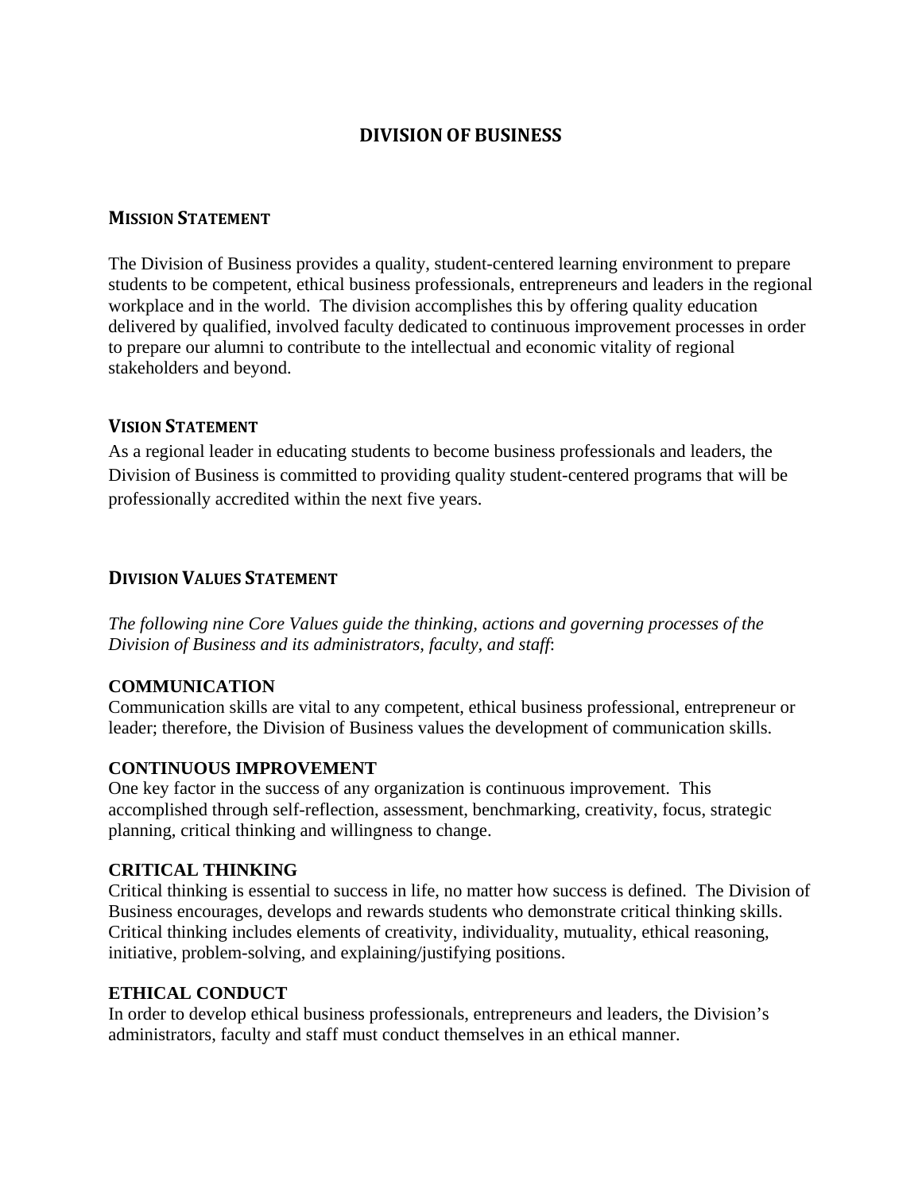# DIVISION OF BUSINESS

## MISSION STATEMENT

The Division of Business provides a quality, student-centered learning environment to prepare students to be competent, ethical business professionals, entrepreneurs and leaders in the regional workplace and in the world. The division accomplishes this by offering quality education delivered by qualified, involved faculty dedicated to continuous improvement processes in order to prepare our alumni to contribute to the intellectual and economic vitality of regional stakeholders and beyond.

## VISION STATEMENT

As a regional leader in educating students to become business professionals and leaders, the Division of Business is committed to providing quality student-centered programs that will be professionally accredited within the next five years.

## DIVISION VALUES STATEMENT

*The following nine Core Values guide the thinking, actions and governing processes of the Division of Business and its administrators, faculty, and staff*:

### COMMUNICATION

Communication skills are vital to any competent, ethical business professional, entrepreneur or leader; therefore, the Division of Business values the development of communication skills.

### CONTINUOUS IMPROVEMENT

One key factor in the success of any organization is continuous improvement. This accomplished through self-reflection, assessment, benchmarking, creativity, focus, strategic planning, critical thinking and willingness to change.

### CRITICAL THINKING

Critical thinking is essential to success in life, no matter how success is defined. The Division of Business encourages, develops and rewards students who demonstrate critical thinking skills. Critical thinking includes elements of creativity, individuality, mutuality, ethical reasoning, initiative, problem-solving, and explaining/justifying positions.

### ETHICAL CONDUCT

In order to develop ethical business professionals, entrepreneurs and leaders, the Division's administrators, faculty and staff must conduct themselves in an ethical manner.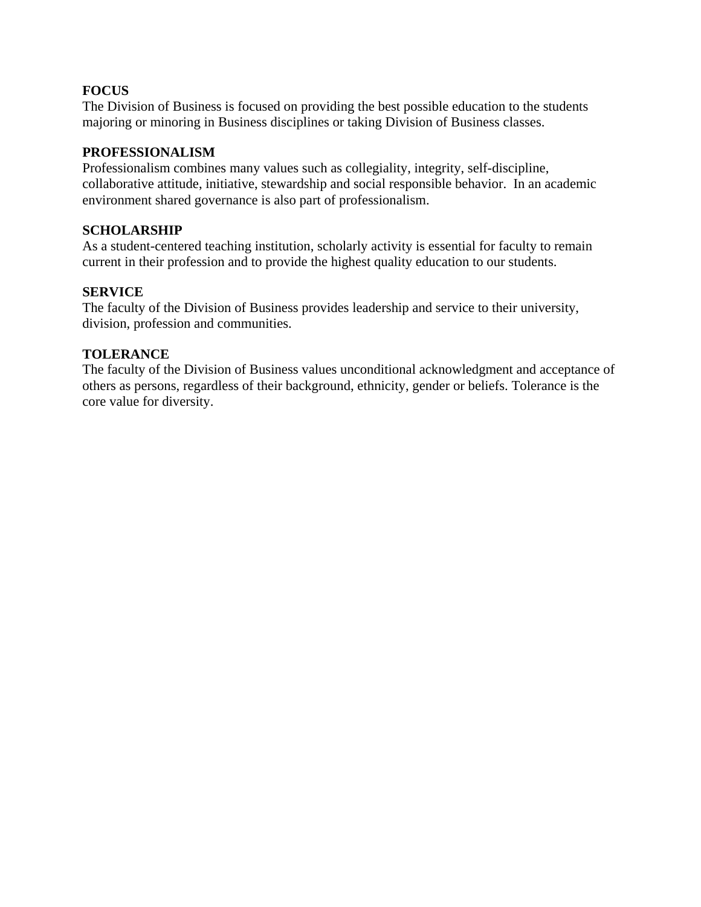**FOCUS**
The Division of Business is focused on providing the best possible education to the students majoring or minoring in Business disciplines or taking Division of Business classes.

**PROFESSIONALISM**
Professionalism combines many values such as collegiality, integrity, self-discipline, collaborative attitude, initiative, stewardship and social responsible behavior. In an academic environment shared governance is also part of professionalism.

**SCHOLARSHIP**
As a student-centered teaching institution, scholarly activity is essential for faculty to remain current in their profession and to provide the highest quality education to our students.

**SERVICE**
The faculty of the Division of Business provides leadership and service to their university, division, profession and communities.

**TOLERANCE**
The faculty of the Division of Business values unconditional acknowledgment and acceptance of others as persons, regardless of their background, ethnicity, gender or beliefs. Tolerance is the core value for diversity.